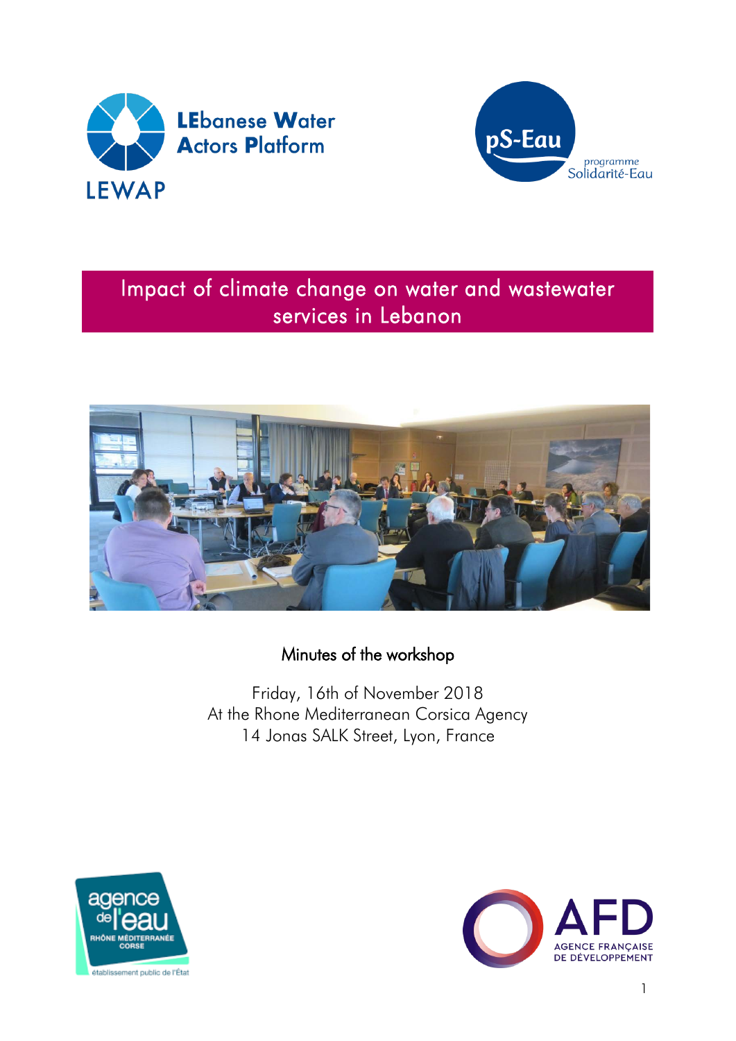# Impact of climate change on water and wastewater services in Lebanon

Minutes of the workshop

Friday, 16th of November 2018
At the Rhone Mediterranean Corsica Agency
14 Jonas SALK Street, Lyon, France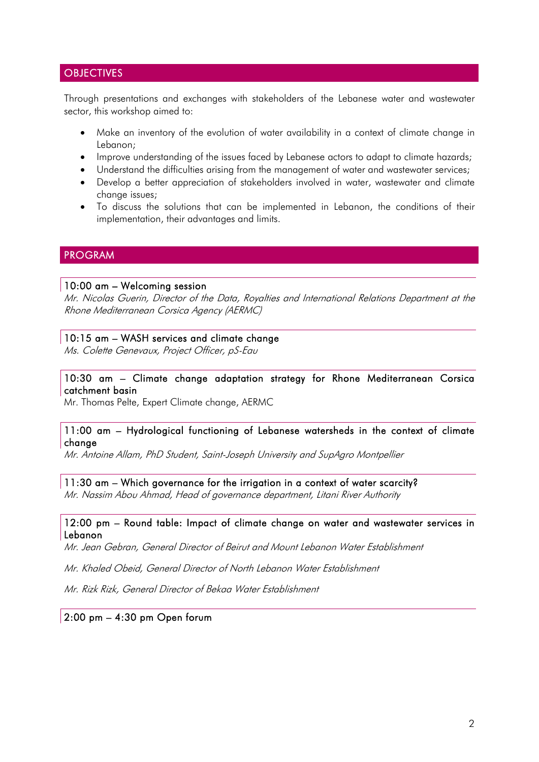## OBJECTIVES

Through presentations and exchanges with stakeholders of the Lebanese water and wastewater sector, this workshop aimed to:

- Make an inventory of the evolution of water availability in a context of climate change in Lebanon;
- Improve understanding of the issues faced by Lebanese actors to adapt to climate hazards;
- Understand the difficulties arising from the management of water and wastewater services;
- Develop a better appreciation of stakeholders involved in water, wastewater and climate change issues;
- To discuss the solutions that can be implemented in Lebanon, the conditions of their implementation, their advantages and limits.

## PROGRAM

### 10:00 am – Welcoming session

*Mr. Nicolas Guerin, Director of the Data, Royalties and International Relations Department at the Rhone Mediterranean Corsica Agency (AERMC)*

### 10:15 am – WASH services and climate change

*Ms. Colette Genevaux, Project Officer, pS-Eau*

### 10:30 am – Climate change adaptation strategy for Rhone Mediterranean Corsica catchment basin

Mr. Thomas Pelte, Expert Climate change, AERMC

### 11:00 am – Hydrological functioning of Lebanese watersheds in the context of climate change

*Mr. Antoine Allam, PhD Student, Saint-Joseph University and SupAgro Montpellier*

### 11:30 am – Which governance for the irrigation in a context of water scarcity?

*Mr. Nassim Abou Ahmad, Head of governance department, Litani River Authority*

### 12:00 pm – Round table: Impact of climate change on water and wastewater services in Lebanon

*Mr. Jean Gebran, General Director of Beirut and Mount Lebanon Water Establishment*

*Mr. Khaled Obeid, General Director of North Lebanon Water Establishment*

*Mr. Rizk Rizk, General Director of Bekaa Water Establishment*

### 2:00 pm – 4:30 pm Open forum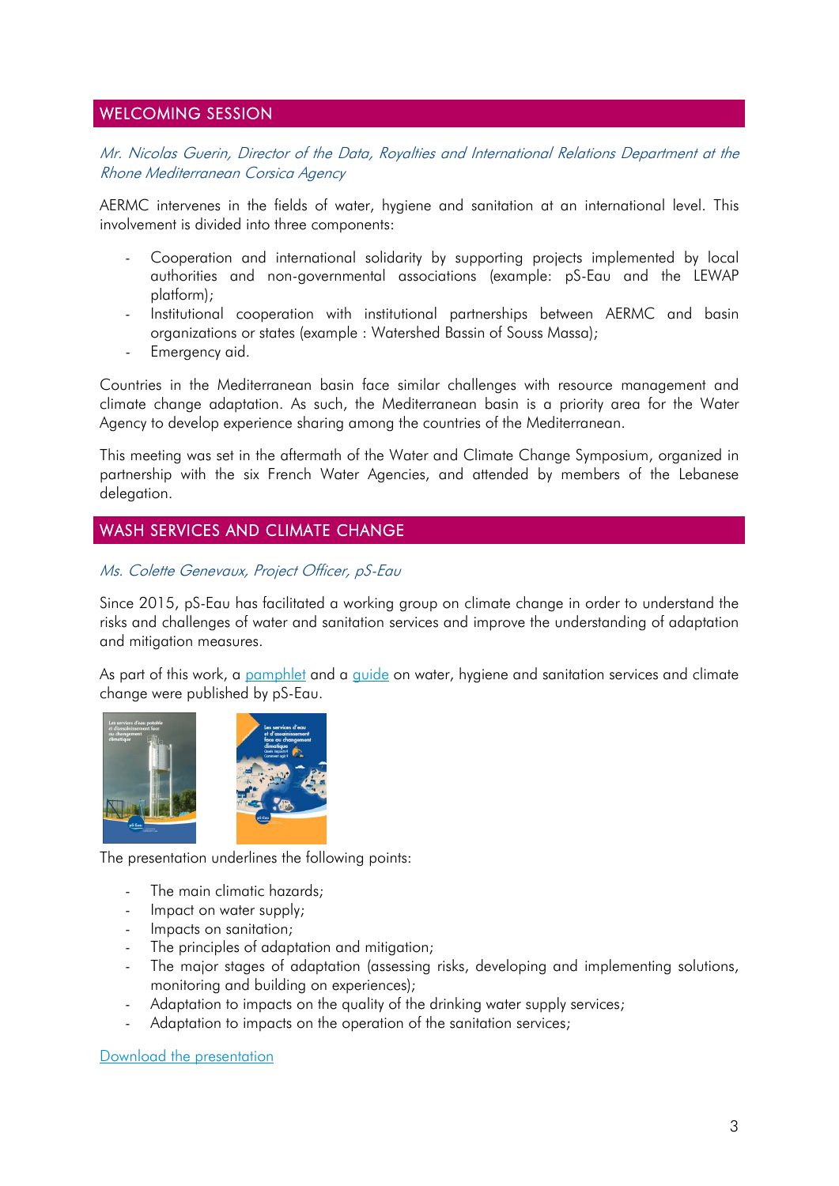## WELCOMING SESSION

*Mr. Nicolas Guerin, Director of the Data, Royalties and International Relations Department at the Rhone Mediterranean Corsica Agency*

AERMC intervenes in the fields of water, hygiene and sanitation at an international level. This involvement is divided into three components:

- Cooperation and international solidarity by supporting projects implemented by local authorities and non-governmental associations (example: pS-Eau and the LEWAP platform);
- Institutional cooperation with institutional partnerships between AERMC and basin organizations or states (example : Watershed Bassin of Souss Massa);
- Emergency aid.

Countries in the Mediterranean basin face similar challenges with resource management and climate change adaptation. As such, the Mediterranean basin is a priority area for the Water Agency to develop experience sharing among the countries of the Mediterranean.

This meeting was set in the aftermath of the Water and Climate Change Symposium, organized in partnership with the six French Water Agencies, and attended by members of the Lebanese delegation.

## WASH SERVICES AND CLIMATE CHANGE

*Ms. Colette Genevaux, Project Officer, pS-Eau*

Since 2015, pS-Eau has facilitated a working group on climate change in order to understand the risks and challenges of water and sanitation services and improve the understanding of adaptation and mitigation measures.

As part of this work, a pamphlet and a guide on water, hygiene and sanitation services and climate change were published by pS-Eau.

The presentation underlines the following points:

- The main climatic hazards;
- Impact on water supply;
- Impacts on sanitation;
- The principles of adaptation and mitigation;
- The major stages of adaptation (assessing risks, developing and implementing solutions, monitoring and building on experiences);
- Adaptation to impacts on the quality of the drinking water supply services;
- Adaptation to impacts on the operation of the sanitation services;

Download the presentation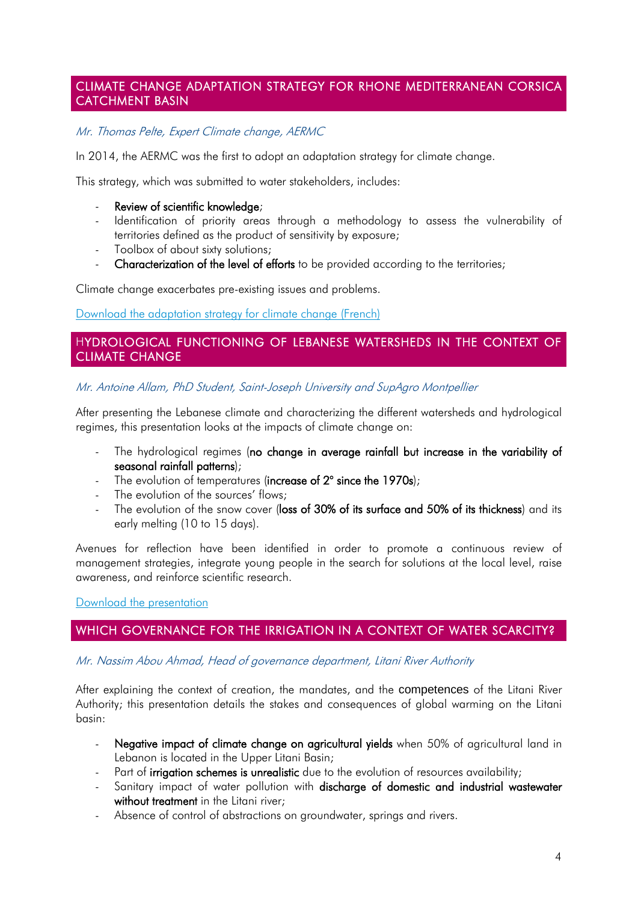## CLIMATE CHANGE ADAPTATION STRATEGY FOR RHONE MEDITERRANEAN CORSICA CATCHMENT BASIN

*Mr. Thomas Pelte, Expert Climate change, AERMC*

In 2014, the AERMC was the first to adopt an adaptation strategy for climate change.

This strategy, which was submitted to water stakeholders, includes:

- **Review of scientific knowledge**;
- Identification of priority areas through a methodology to assess the vulnerability of territories defined as the product of sensitivity by exposure;
- Toolbox of about sixty solutions;
- **Characterization of the level of efforts** to be provided according to the territories;

Climate change exacerbates pre-existing issues and problems.

Download the adaptation strategy for climate change (French)

## HYDROLOGICAL FUNCTIONING OF LEBANESE WATERSHEDS IN THE CONTEXT OF CLIMATE CHANGE

*Mr. Antoine Allam, PhD Student, Saint-Joseph University and SupAgro Montpellier*

After presenting the Lebanese climate and characterizing the different watersheds and hydrological regimes, this presentation looks at the impacts of climate change on:

- The hydrological regimes (**no change in average rainfall but increase in the variability of seasonal rainfall patterns**);
- The evolution of temperatures (**increase of 2° since the 1970s**);
- The evolution of the sources' flows;
- The evolution of the snow cover (**loss of 30% of its surface and 50% of its thickness**) and its early melting (10 to 15 days).

Avenues for reflection have been identified in order to promote a continuous review of management strategies, integrate young people in the search for solutions at the local level, raise awareness, and reinforce scientific research.

Download the presentation

## WHICH GOVERNANCE FOR THE IRRIGATION IN A CONTEXT OF WATER SCARCITY?

*Mr. Nassim Abou Ahmad, Head of governance department, Litani River Authority*

After explaining the context of creation, the mandates, and the competences of the Litani River Authority; this presentation details the stakes and consequences of global warming on the Litani basin:

- **Negative impact of climate change on agricultural yields** when 50% of agricultural land in Lebanon is located in the Upper Litani Basin;
- Part of **irrigation schemes is unrealistic** due to the evolution of resources availability;
- Sanitary impact of water pollution with **discharge of domestic and industrial wastewater without treatment** in the Litani river;
- Absence of control of abstractions on groundwater, springs and rivers.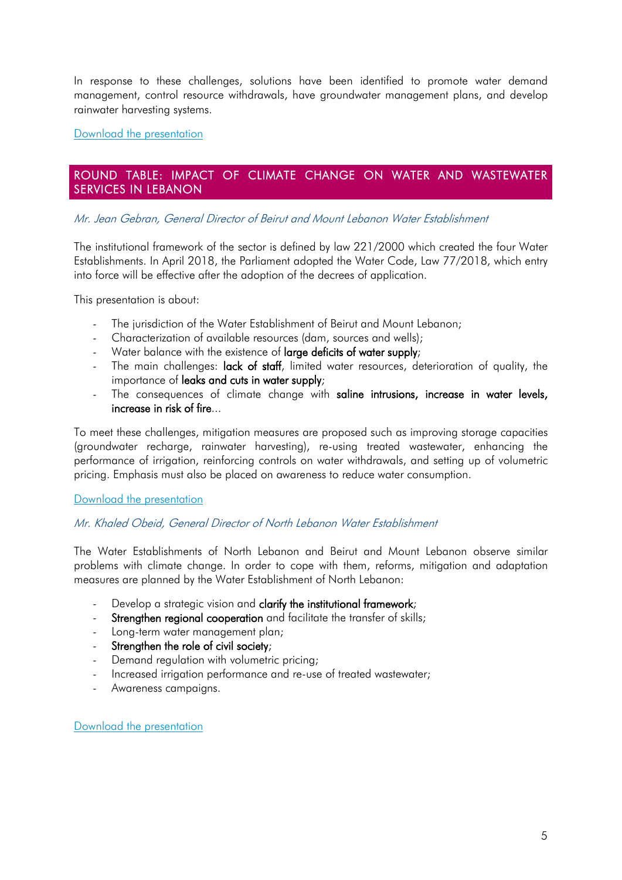In response to these challenges, solutions have been identified to promote water demand management, control resource withdrawals, have groundwater management plans, and develop rainwater harvesting systems.

Download the presentation

## ROUND TABLE: IMPACT OF CLIMATE CHANGE ON WATER AND WASTEWATER SERVICES IN LEBANON

*Mr. Jean Gebran, General Director of Beirut and Mount Lebanon Water Establishment*

The institutional framework of the sector is defined by law 221/2000 which created the four Water Establishments. In April 2018, the Parliament adopted the Water Code, Law 77/2018, which entry into force will be effective after the adoption of the decrees of application.

This presentation is about:

- The jurisdiction of the Water Establishment of Beirut and Mount Lebanon;
- Characterization of available resources (dam, sources and wells);
- Water balance with the existence of **large deficits of water supply**;
- The main challenges: **lack of staff**, limited water resources, deterioration of quality, the importance of **leaks and cuts in water supply**;
- The consequences of climate change with **saline intrusions, increase in water levels, increase in risk of fire**...

To meet these challenges, mitigation measures are proposed such as improving storage capacities (groundwater recharge, rainwater harvesting), re-using treated wastewater, enhancing the performance of irrigation, reinforcing controls on water withdrawals, and setting up of volumetric pricing. Emphasis must also be placed on awareness to reduce water consumption.

Download the presentation

*Mr. Khaled Obeid, General Director of North Lebanon Water Establishment*

The Water Establishments of North Lebanon and Beirut and Mount Lebanon observe similar problems with climate change. In order to cope with them, reforms, mitigation and adaptation measures are planned by the Water Establishment of North Lebanon:

- Develop a strategic vision and **clarify the institutional framework**;
- **Strengthen regional cooperation** and facilitate the transfer of skills;
- Long-term water management plan;
- **Strengthen the role of civil society**;
- Demand regulation with volumetric pricing;
- Increased irrigation performance and re-use of treated wastewater;
- Awareness campaigns.

Download the presentation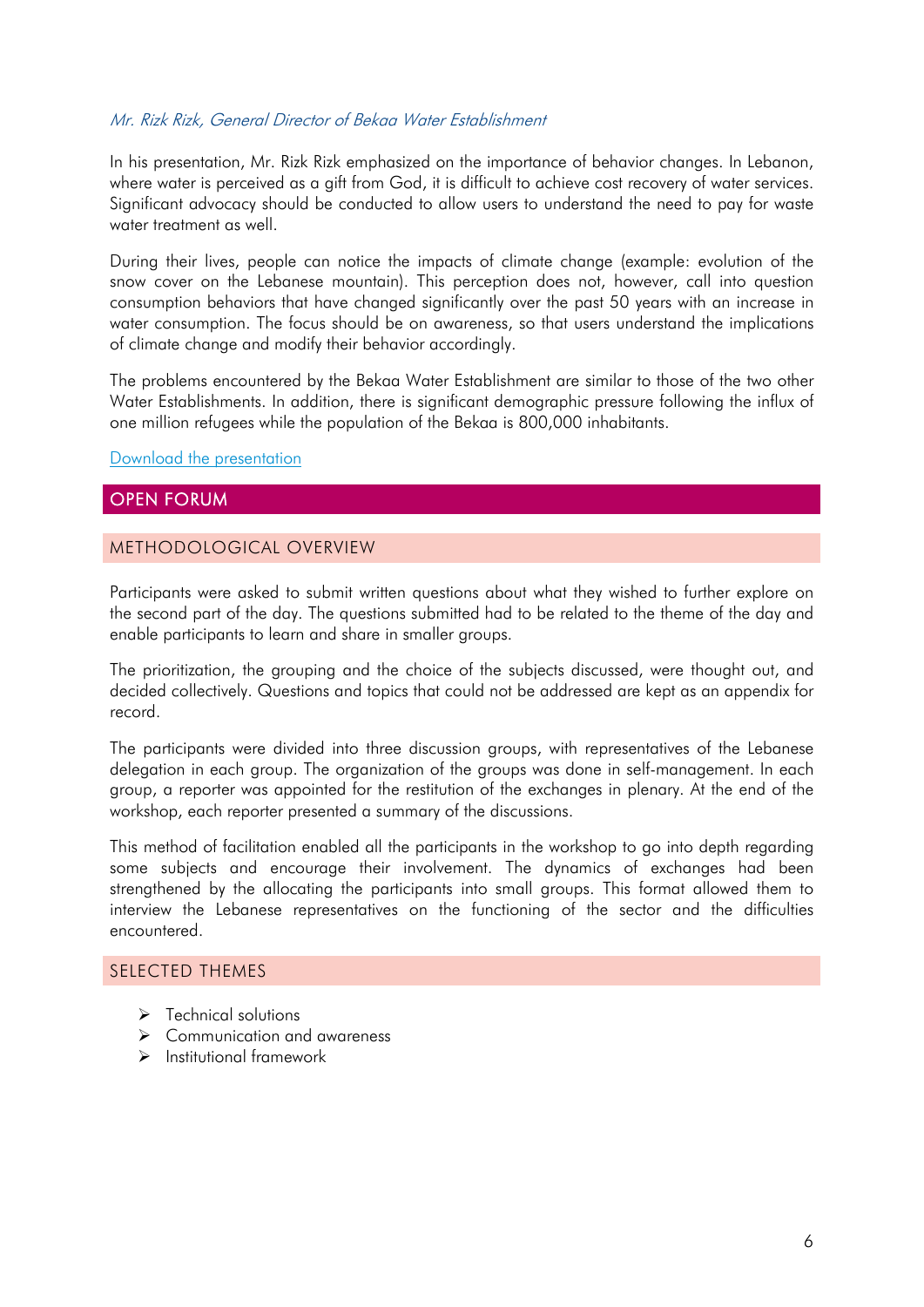*Mr. Rizk Rizk, General Director of Bekaa Water Establishment*

In his presentation, Mr. Rizk Rizk emphasized on the importance of behavior changes. In Lebanon, where water is perceived as a gift from God, it is difficult to achieve cost recovery of water services. Significant advocacy should be conducted to allow users to understand the need to pay for waste water treatment as well.

During their lives, people can notice the impacts of climate change (example: evolution of the snow cover on the Lebanese mountain). This perception does not, however, call into question consumption behaviors that have changed significantly over the past 50 years with an increase in water consumption. The focus should be on awareness, so that users understand the implications of climate change and modify their behavior accordingly.

The problems encountered by the Bekaa Water Establishment are similar to those of the two other Water Establishments. In addition, there is significant demographic pressure following the influx of one million refugees while the population of the Bekaa is 800,000 inhabitants.

Download the presentation

## OPEN FORUM

### METHODOLOGICAL OVERVIEW

Participants were asked to submit written questions about what they wished to further explore on the second part of the day. The questions submitted had to be related to the theme of the day and enable participants to learn and share in smaller groups.

The prioritization, the grouping and the choice of the subjects discussed, were thought out, and decided collectively. Questions and topics that could not be addressed are kept as an appendix for record.

The participants were divided into three discussion groups, with representatives of the Lebanese delegation in each group. The organization of the groups was done in self-management. In each group, a reporter was appointed for the restitution of the exchanges in plenary. At the end of the workshop, each reporter presented a summary of the discussions.

This method of facilitation enabled all the participants in the workshop to go into depth regarding some subjects and encourage their involvement. The dynamics of exchanges had been strengthened by the allocating the participants into small groups. This format allowed them to interview the Lebanese representatives on the functioning of the sector and the difficulties encountered.

### SELECTED THEMES

- Technical solutions
- Communication and awareness
- Institutional framework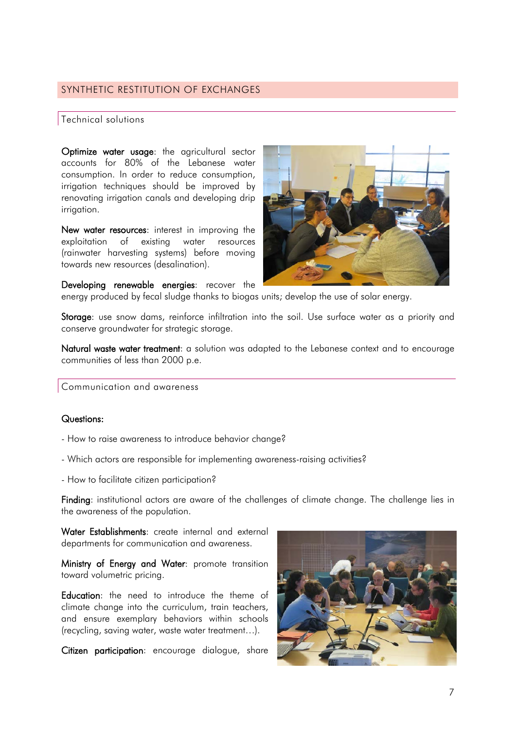## SYNTHETIC RESTITUTION OF EXCHANGES

### Technical solutions

**Optimize water usage**: the agricultural sector accounts for 80% of the Lebanese water consumption. In order to reduce consumption, irrigation techniques should be improved by renovating irrigation canals and developing drip irrigation.

**New water resources**: interest in improving the exploitation of existing water resources (rainwater harvesting systems) before moving towards new resources (desalination).

**Developing renewable energies**: recover the energy produced by fecal sludge thanks to biogas units; develop the use of solar energy.

**Storage**: use snow dams, reinforce infiltration into the soil. Use surface water as a priority and conserve groundwater for strategic storage.

**Natural waste water treatment**: a solution was adapted to the Lebanese context and to encourage communities of less than 2000 p.e.

### Communication and awareness

**Questions:**

- How to raise awareness to introduce behavior change?

- Which actors are responsible for implementing awareness-raising activities?

- How to facilitate citizen participation?

**Finding**: institutional actors are aware of the challenges of climate change. The challenge lies in the awareness of the population.

**Water Establishments**: create internal and external departments for communication and awareness.

**Ministry of Energy and Water**: promote transition toward volumetric pricing.

**Education**: the need to introduce the theme of climate change into the curriculum, train teachers, and ensure exemplary behaviors within schools (recycling, saving water, waste water treatment…).

**Citizen participation**: encourage dialogue, share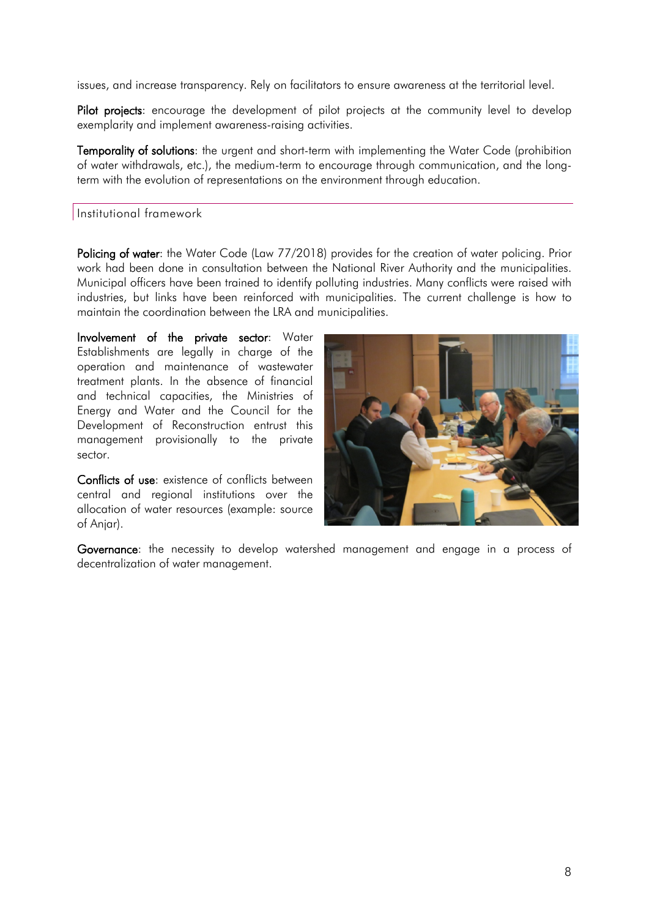issues, and increase transparency. Rely on facilitators to ensure awareness at the territorial level.

**Pilot projects**: encourage the development of pilot projects at the community level to develop exemplarity and implement awareness-raising activities.

**Temporality of solutions**: the urgent and short-term with implementing the Water Code (prohibition of water withdrawals, etc.), the medium-term to encourage through communication, and the long-term with the evolution of representations on the environment through education.

## Institutional framework

**Policing of water**: the Water Code (Law 77/2018) provides for the creation of water policing. Prior work had been done in consultation between the National River Authority and the municipalities. Municipal officers have been trained to identify polluting industries. Many conflicts were raised with industries, but links have been reinforced with municipalities. The current challenge is how to maintain the coordination between the LRA and municipalities.

**Involvement of the private sector**: Water Establishments are legally in charge of the operation and maintenance of wastewater treatment plants. In the absence of financial and technical capacities, the Ministries of Energy and Water and the Council for the Development of Reconstruction entrust this management provisionally to the private sector.

**Conflicts of use**: existence of conflicts between central and regional institutions over the allocation of water resources (example: source of Anjar).

**Governance**: the necessity to develop watershed management and engage in a process of decentralization of water management.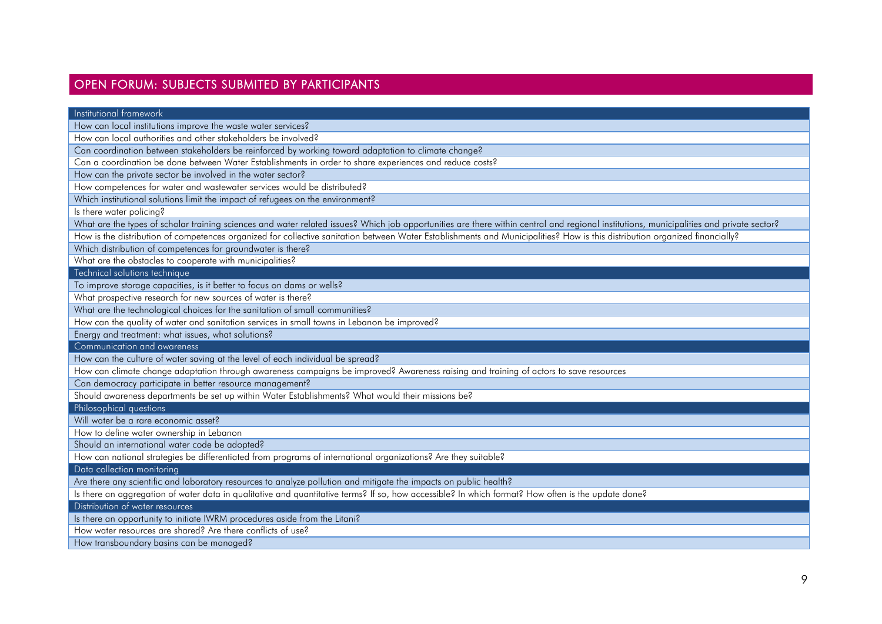## OPEN FORUM: SUBJECTS SUBMITED BY PARTICIPANTS

| Institutional framework |
|---|
| How can local institutions improve the waste water services? |
| How can local authorities and other stakeholders be involved? |
| Can coordination between stakeholders be reinforced by working toward adaptation to climate change? |
| Can a coordination be done between Water Establishments in order to share experiences and reduce costs? |
| How can the private sector be involved in the water sector? |
| How competences for water and wastewater services would be distributed? |
| Which institutional solutions limit the impact of refugees on the environment? |
| Is there water policing? |
| What are the types of scholar training sciences and water related issues? Which job opportunities are there within central and regional institutions, municipalities and private sector? |
| How is the distribution of competences organized for collective sanitation between Water Establishments and Municipalities? How is this distribution organized financially? |
| Which distribution of competences for groundwater is there? |
| What are the obstacles to cooperate with municipalities? |
| **Technical solutions technique** |
| To improve storage capacities, is it better to focus on dams or wells? |
| What prospective research for new sources of water is there? |
| What are the technological choices for the sanitation of small communities? |
| How can the quality of water and sanitation services in small towns in Lebanon be improved? |
| Energy and treatment: what issues, what solutions? |
| **Communication and awareness** |
| How can the culture of water saving at the level of each individual be spread? |
| How can climate change adaptation through awareness campaigns be improved? Awareness raising and training of actors to save resources |
| Can democracy participate in better resource management? |
| Should awareness departments be set up within Water Establishments? What would their missions be? |
| **Philosophical questions** |
| Will water be a rare economic asset? |
| How to define water ownership in Lebanon |
| Should an international water code be adopted? |
| How can national strategies be differentiated from programs of international organizations? Are they suitable? |
| **Data collection monitoring** |
| Are there any scientific and laboratory resources to analyze pollution and mitigate the impacts on public health? |
| Is there an aggregation of water data in qualitative and quantitative terms? If so, how accessible? In which format? How often is the update done? |
| **Distribution of water resources** |
| Is there an opportunity to initiate IWRM procedures aside from the Litani? |
| How water resources are shared? Are there conflicts of use? |
| How transboundary basins can be managed? |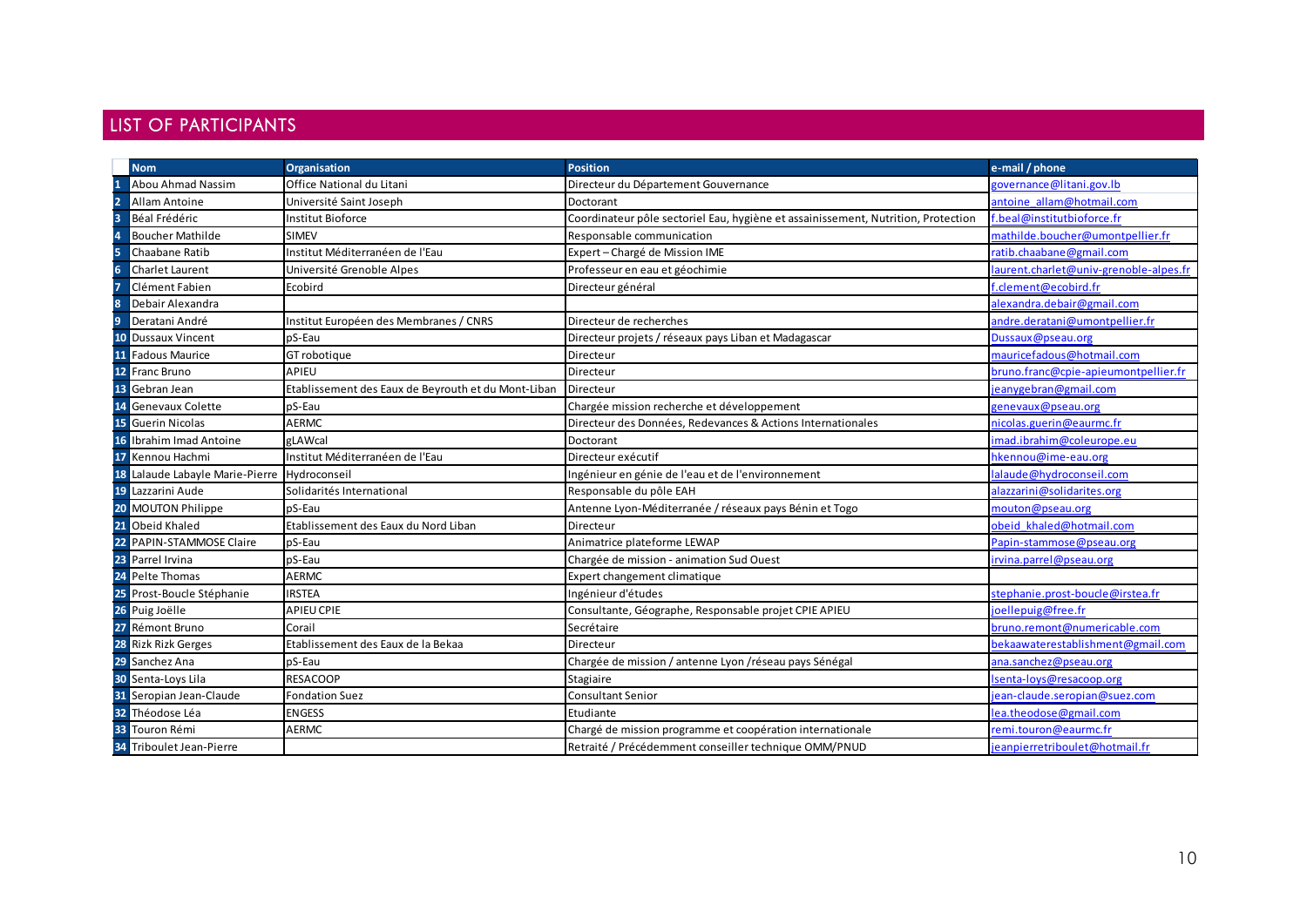# LIST OF PARTICIPANTS

| | Nom | Organisation | Position | e-mail / phone |
|---|---|---|---|---|
| 1 | Abou Ahmad Nassim | Office National du Litani | Directeur du Département Gouvernance | governance@litani.gov.lb |
| 2 | Allam Antoine | Université Saint Joseph | Doctorant | antoine_allam@hotmail.com |
| 3 | Béal Frédéric | Institut Bioforce | Coordinateur pôle sectoriel Eau, hygiène et assainissement, Nutrition, Protection | f.beal@institutbioforce.fr |
| 4 | Boucher Mathilde | SIMEV | Responsable communication | mathilde.boucher@umontpellier.fr |
| 5 | Chaabane Ratib | Institut Méditerranéen de l'Eau | Expert – Chargé de Mission IME | ratib.chaabane@gmail.com |
| 6 | Charlet Laurent | Université Grenoble Alpes | Professeur en eau et géochimie | laurent.charlet@univ-grenoble-alpes.fr |
| 7 | Clément Fabien | Ecobird | Directeur général | f.clement@ecobird.fr |
| 8 | Debair Alexandra | | | alexandra.debair@gmail.com |
| 9 | Deratani André | Institut Européen des Membranes / CNRS | Directeur de recherches | andre.deratani@umontpellier.fr |
| 10 | Dussaux Vincent | pS-Eau | Directeur projets / réseaux pays Liban et Madagascar | Dussaux@pseau.org |
| 11 | Fadous Maurice | GT robotique | Directeur | mauricefadous@hotmail.com |
| 12 | Franc Bruno | APIEU | Directeur | bruno.franc@cpie-apieumontpellier.fr |
| 13 | Gebran Jean | Etablissement des Eaux de Beyrouth et du Mont-Liban | Directeur | jeanygebran@gmail.com |
| 14 | Genevaux Colette | pS-Eau | Chargée mission recherche et développement | genevaux@pseau.org |
| 15 | Guerin Nicolas | AERMC | Directeur des Données, Redevances & Actions Internationales | nicolas.guerin@eaurmc.fr |
| 16 | Ibrahim Imad Antoine | gLAWcal | Doctorant | imad.ibrahim@coleurope.eu |
| 17 | Kennou Hachmi | Institut Méditerranéen de l'Eau | Directeur exécutif | hkennou@ime-eau.org |
| 18 | Lalaude Labayle Marie-Pierre | Hydroconseil | Ingénieur en génie de l'eau et de l'environnement | lalaude@hydroconseil.com |
| 19 | Lazzarini Aude | Solidarités International | Responsable du pôle EAH | alazzarini@solidarites.org |
| 20 | MOUTON Philippe | pS-Eau | Antenne Lyon-Méditerranée / réseaux pays Bénin et Togo | mouton@pseau.org |
| 21 | Obeid Khaled | Etablissement des Eaux du Nord Liban | Directeur | obeid_khaled@hotmail.com |
| 22 | PAPIN-STAMMOSE Claire | pS-Eau | Animatrice plateforme LEWAP | Papin-stammose@pseau.org |
| 23 | Parrel Irvina | pS-Eau | Chargée de mission - animation Sud Ouest | irvina.parrel@pseau.org |
| 24 | Pelte Thomas | AERMC | Expert changement climatique | |
| 25 | Prost-Boucle Stéphanie | IRSTEA | Ingénieur d'études | stephanie.prost-boucle@irstea.fr |
| 26 | Puig Joëlle | APIEU CPIE | Consultante, Géographe, Responsable projet CPIE APIEU | joellepuig@free.fr |
| 27 | Rémont Bruno | Corail | Secrétaire | bruno.remont@numericable.com |
| 28 | Rizk Rizk Gerges | Etablissement des Eaux de la Bekaa | Directeur | bekaawaterestablishment@gmail.com |
| 29 | Sanchez Ana | pS-Eau | Chargée de mission / antenne Lyon /réseau pays Sénégal | ana.sanchez@pseau.org |
| 30 | Senta-Loys Lila | RESACOOP | Stagiaire | lsenta-loys@resacoop.org |
| 31 | Seropian Jean-Claude | Fondation Suez | Consultant Senior | jean-claude.seropian@suez.com |
| 32 | Théodose Léa | ENGESS | Etudiante | lea.theodose@gmail.com |
| 33 | Touron Rémi | AERMC | Chargé de mission programme et coopération internationale | remi.touron@eaurmc.fr |
| 34 | Triboulet Jean-Pierre | | Retraité / Précédemment conseiller technique OMM/PNUD | jeanpierretriboulet@hotmail.fr |